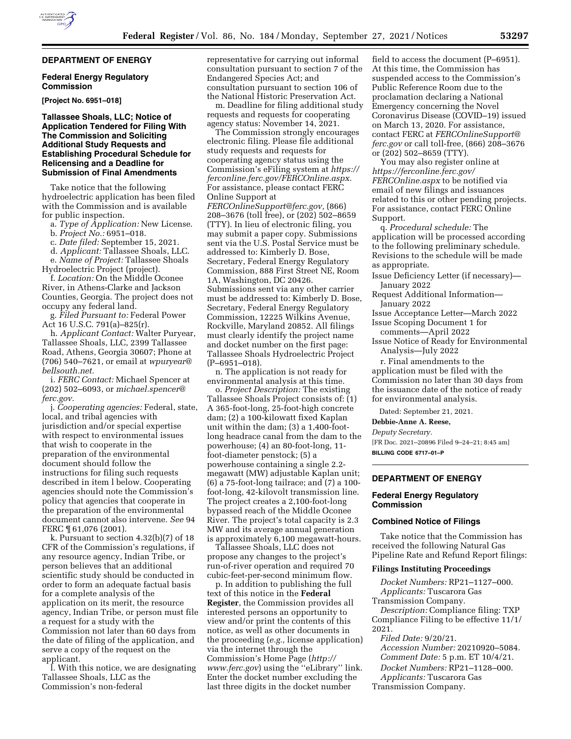## DEPARTMENT OF ENERGY

### Federal Energy Regulatory Commission

**[Project No. 6951–018]**

### Tallassee Shoals, LLC; Notice of Application Tendered for Filing With The Commission and Soliciting Additional Study Requests and Establishing Procedural Schedule for Relicensing and a Deadline for Submission of Final Amendments

Take notice that the following hydroelectric application has been filed with the Commission and is available for public inspection.

a. *Type of Application:* New License.

b. *Project No.:* 6951–018.

c. *Date filed:* September 15, 2021.

d. *Applicant:* Tallassee Shoals, LLC.

e. *Name of Project:* Tallassee Shoals Hydroelectric Project (project).

f. *Location:* On the Middle Oconee River, in Athens-Clarke and Jackson Counties, Georgia. The project does not occupy any federal land.

g. *Filed Pursuant to:* Federal Power Act 16 U.S.C. 791(a)–825(r).

h. *Applicant Contact:* Walter Puryear, Tallassee Shoals, LLC, 2399 Tallassee Road, Athens, Georgia 30607; Phone at (706) 540–7621, or email at *wpuryear@bellsouth.net.*

i. *FERC Contact:* Michael Spencer at (202) 502–6093, or *michael.spencer@ferc.gov.*

j. *Cooperating agencies:* Federal, state, local, and tribal agencies with jurisdiction and/or special expertise with respect to environmental issues that wish to cooperate in the preparation of the environmental document should follow the instructions for filing such requests described in item l below. Cooperating agencies should note the Commission's policy that agencies that cooperate in the preparation of the environmental document cannot also intervene. *See* 94 FERC ¶ 61,076 (2001).

k. Pursuant to section 4.32(b)(7) of 18 CFR of the Commission's regulations, if any resource agency, Indian Tribe, or person believes that an additional scientific study should be conducted in order to form an adequate factual basis for a complete analysis of the application on its merit, the resource agency, Indian Tribe, or person must file a request for a study with the Commission not later than 60 days from the date of filing of the application, and serve a copy of the request on the applicant.

l. With this notice, we are designating Tallassee Shoals, LLC as the Commission's non-federal representative for carrying out informal consultation pursuant to section 7 of the Endangered Species Act; and consultation pursuant to section 106 of the National Historic Preservation Act.

m. Deadline for filing additional study requests and requests for cooperating agency status: November 14, 2021.

The Commission strongly encourages electronic filing. Please file additional study requests and requests for cooperating agency status using the Commission's eFiling system at *https://ferconline.ferc.gov/FERCOnline.aspx.* For assistance, please contact FERC Online Support at *FERCOnlineSupport@ferc.gov,* (866) 208–3676 (toll free), or (202) 502–8659 (TTY). In lieu of electronic filing, you may submit a paper copy. Submissions sent via the U.S. Postal Service must be addressed to: Kimberly D. Bose, Secretary, Federal Energy Regulatory Commission, 888 First Street NE, Room 1A, Washington, DC 20426. Submissions sent via any other carrier must be addressed to: Kimberly D. Bose, Secretary, Federal Energy Regulatory Commission, 12225 Wilkins Avenue, Rockville, Maryland 20852. All filings must clearly identify the project name and docket number on the first page: Tallassee Shoals Hydroelectric Project (P–6951–018).

n. The application is not ready for environmental analysis at this time.

o. *Project Description:* The existing Tallassee Shoals Project consists of: (1) A 365-foot-long, 25-foot-high concrete dam; (2) a 100-kilowatt fixed Kaplan unit within the dam; (3) a 1,400-foot-long headrace canal from the dam to the powerhouse; (4) an 80-foot-long, 11-foot-diameter penstock; (5) a powerhouse containing a single 2.2-megawatt (MW) adjustable Kaplan unit; (6) a 75-foot-long tailrace; and (7) a 100-foot-long, 42-kilovolt transmission line. The project creates a 2,100-foot-long bypassed reach of the Middle Oconee River. The project's total capacity is 2.3 MW and its average annual generation is approximately 6,100 megawatt-hours.

Tallassee Shoals, LLC does not propose any changes to the project's run-of-river operation and required 70 cubic-feet-per-second minimum flow.

p. In addition to publishing the full text of this notice in the **Federal Register**, the Commission provides all interested persons an opportunity to view and/or print the contents of this notice, as well as other documents in the proceeding (*e.g.,* license application) via the internet through the Commission's Home Page (*http://www.ferc.gov*) using the ''eLibrary'' link. Enter the docket number excluding the last three digits in the docket number field to access the document (P–6951). At this time, the Commission has suspended access to the Commission's Public Reference Room due to the proclamation declaring a National Emergency concerning the Novel Coronavirus Disease (COVID–19) issued on March 13, 2020. For assistance, contact FERC at *FERCOnlineSupport@ferc.gov* or call toll-free, (866) 208–3676 or (202) 502–8659 (TTY).

You may also register online at *https://ferconline.ferc.gov/FERCOnline.aspx* to be notified via email of new filings and issuances related to this or other pending projects. For assistance, contact FERC Online Support.

q. *Procedural schedule:* The application will be processed according to the following preliminary schedule. Revisions to the schedule will be made as appropriate.

Issue Deficiency Letter (if necessary)—January 2022

Request Additional Information—January 2022

Issue Acceptance Letter—March 2022

Issue Scoping Document 1 for comments—April 2022

Issue Notice of Ready for Environmental Analysis—July 2022

r. Final amendments to the application must be filed with the Commission no later than 30 days from the issuance date of the notice of ready for environmental analysis.

Dated: September 21, 2021.

**Debbie-Anne A. Reese,**

*Deputy Secretary.*

[FR Doc. 2021–20896 Filed 9–24–21; 8:45 am]

**BILLING CODE 6717–01–P**

## DEPARTMENT OF ENERGY

### Federal Energy Regulatory Commission

### Combined Notice of Filings

Take notice that the Commission has received the following Natural Gas Pipeline Rate and Refund Report filings:

**Filings Instituting Proceedings**

*Docket Numbers:* RP21–1127–000.

*Applicants:* Tuscarora Gas Transmission Company.

*Description:* Compliance filing: TXP Compliance Filing to be effective 11/1/2021.

*Filed Date:* 9/20/21.

*Accession Number:* 20210920–5084.

*Comment Date:* 5 p.m. ET 10/4/21.

*Docket Numbers:* RP21–1128–000.

*Applicants:* Tuscarora Gas Transmission Company.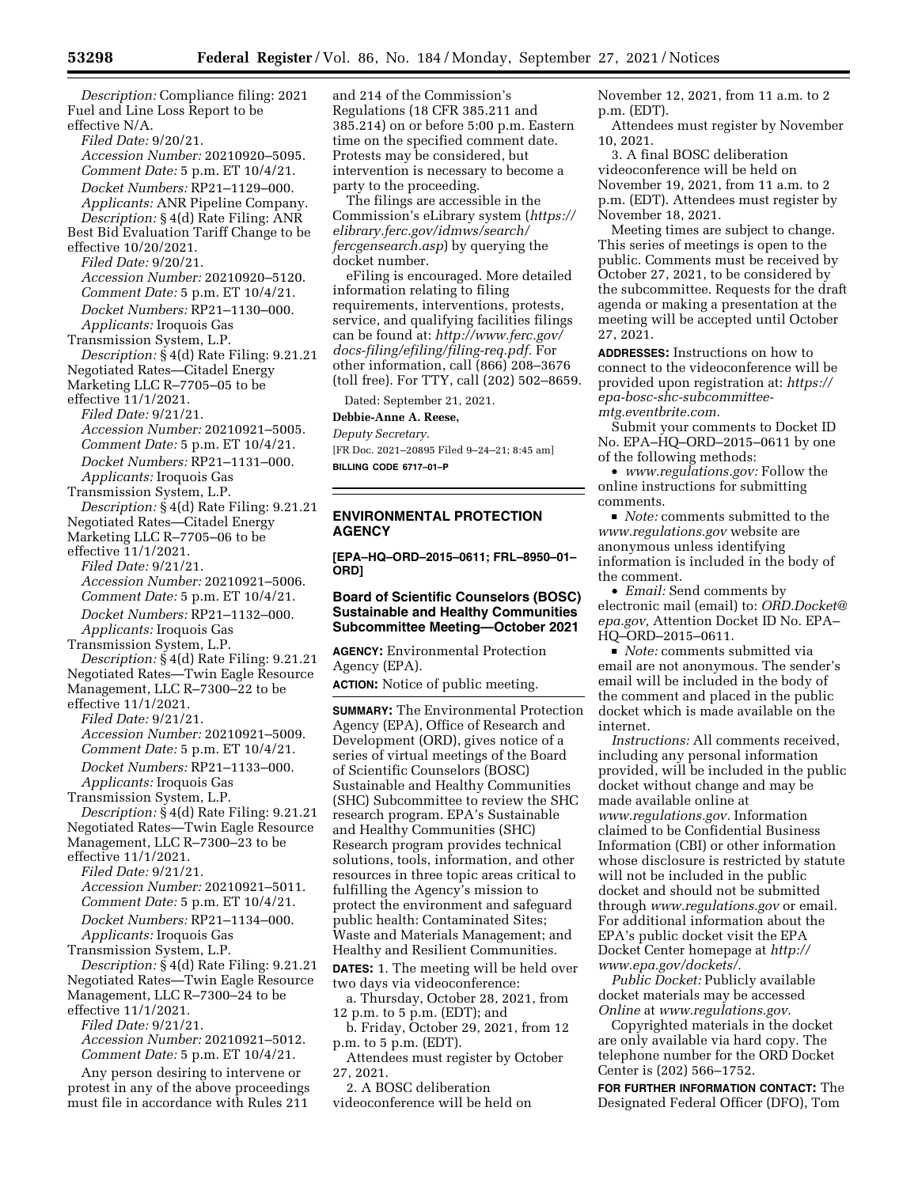*Description:* Compliance filing: 2021 Fuel and Line Loss Report to be effective N/A.

*Filed Date:* 9/20/21.

*Accession Number:* 20210920–5095.

*Comment Date:* 5 p.m. ET 10/4/21.

*Docket Numbers:* RP21–1129–000.

*Applicants:* ANR Pipeline Company.

*Description:* § 4(d) Rate Filing: ANR Best Bid Evaluation Tariff Change to be effective 10/20/2021.

*Filed Date:* 9/20/21.

*Accession Number:* 20210920–5120.

*Comment Date:* 5 p.m. ET 10/4/21.

*Docket Numbers:* RP21–1130–000.

*Applicants:* Iroquois Gas Transmission System, L.P.

*Description:* § 4(d) Rate Filing: 9.21.21 Negotiated Rates—Citadel Energy Marketing LLC R–7705–05 to be effective 11/1/2021.

*Filed Date:* 9/21/21.

*Accession Number:* 20210921–5005.

*Comment Date:* 5 p.m. ET 10/4/21.

*Docket Numbers:* RP21–1131–000.

*Applicants:* Iroquois Gas Transmission System, L.P.

*Description:* § 4(d) Rate Filing: 9.21.21 Negotiated Rates—Citadel Energy Marketing LLC R–7705–06 to be effective 11/1/2021.

*Filed Date:* 9/21/21.

*Accession Number:* 20210921–5006.

*Comment Date:* 5 p.m. ET 10/4/21.

*Docket Numbers:* RP21–1132–000.

*Applicants:* Iroquois Gas Transmission System, L.P.

*Description:* § 4(d) Rate Filing: 9.21.21 Negotiated Rates—Twin Eagle Resource Management, LLC R–7300–22 to be effective 11/1/2021.

*Filed Date:* 9/21/21.

*Accession Number:* 20210921–5009.

*Comment Date:* 5 p.m. ET 10/4/21.

*Docket Numbers:* RP21–1133–000.

*Applicants:* Iroquois Gas Transmission System, L.P.

*Description:* § 4(d) Rate Filing: 9.21.21 Negotiated Rates—Twin Eagle Resource Management, LLC R–7300–23 to be effective 11/1/2021.

*Filed Date:* 9/21/21.

*Accession Number:* 20210921–5011.

*Comment Date:* 5 p.m. ET 10/4/21.

*Docket Numbers:* RP21–1134–000.

*Applicants:* Iroquois Gas Transmission System, L.P.

*Description:* § 4(d) Rate Filing: 9.21.21 Negotiated Rates—Twin Eagle Resource Management, LLC R–7300–24 to be effective 11/1/2021.

*Filed Date:* 9/21/21.

*Accession Number:* 20210921–5012.

*Comment Date:* 5 p.m. ET 10/4/21.

Any person desiring to intervene or protest in any of the above proceedings must file in accordance with Rules 211 and 214 of the Commission's Regulations (18 CFR 385.211 and 385.214) on or before 5:00 p.m. Eastern time on the specified comment date. Protests may be considered, but intervention is necessary to become a party to the proceeding.

The filings are accessible in the Commission's eLibrary system (*https://elibrary.ferc.gov/idmws/search/fercgensearch.asp*) by querying the docket number.

eFiling is encouraged. More detailed information relating to filing requirements, interventions, protests, service, and qualifying facilities filings can be found at: *http://www.ferc.gov/docs-filing/efiling/filing-req.pdf.* For other information, call (866) 208–3676 (toll free). For TTY, call (202) 502–8659.

Dated: September 21, 2021.

**Debbie-Anne A. Reese,**

*Deputy Secretary.*

[FR Doc. 2021–20895 Filed 9–24–21; 8:45 am]

**BILLING CODE 6717–01–P**

## ENVIRONMENTAL PROTECTION AGENCY

**[EPA–HQ–ORD–2015–0611; FRL–8950–01–ORD]**

## Board of Scientific Counselors (BOSC) Sustainable and Healthy Communities Subcommittee Meeting—October 2021

**AGENCY:** Environmental Protection Agency (EPA).

**ACTION:** Notice of public meeting.

**SUMMARY:** The Environmental Protection Agency (EPA), Office of Research and Development (ORD), gives notice of a series of virtual meetings of the Board of Scientific Counselors (BOSC) Sustainable and Healthy Communities (SHC) Subcommittee to review the SHC research program. EPA's Sustainable and Healthy Communities (SHC) Research program provides technical solutions, tools, information, and other resources in three topic areas critical to fulfilling the Agency's mission to protect the environment and safeguard public health: Contaminated Sites; Waste and Materials Management; and Healthy and Resilient Communities.

**DATES:** 1. The meeting will be held over two days via videoconference:

a. Thursday, October 28, 2021, from 12 p.m. to 5 p.m. (EDT); and

b. Friday, October 29, 2021, from 12 p.m. to 5 p.m. (EDT).

Attendees must register by October 27, 2021.

2. A BOSC deliberation videoconference will be held on November 12, 2021, from 11 a.m. to 2 p.m. (EDT).

Attendees must register by November 10, 2021.

3. A final BOSC deliberation videoconference will be held on November 19, 2021, from 11 a.m. to 2 p.m. (EDT). Attendees must register by November 18, 2021.

Meeting times are subject to change. This series of meetings is open to the public. Comments must be received by October 27, 2021, to be considered by the subcommittee. Requests for the draft agenda or making a presentation at the meeting will be accepted until October 27, 2021.

**ADDRESSES:** Instructions on how to connect to the videoconference will be provided upon registration at: *https://epa-bosc-shc-subcommittee-mtg.eventbrite.com.*

Submit your comments to Docket ID No. EPA–HQ–ORD–2015–0611 by one of the following methods:

- *www.regulations.gov:* Follow the online instructions for submitting comments.
  - *Note:* comments submitted to the *www.regulations.gov* website are anonymous unless identifying information is included in the body of the comment.
- *Email:* Send comments by electronic mail (email) to: *ORD.Docket@epa.gov,* Attention Docket ID No. EPA–HQ–ORD–2015–0611.
  - *Note:* comments submitted via email are not anonymous. The sender's email will be included in the body of the comment and placed in the public docket which is made available on the internet.

*Instructions:* All comments received, including any personal information provided, will be included in the public docket without change and may be made available online at *www.regulations.gov.* Information claimed to be Confidential Business Information (CBI) or other information whose disclosure is restricted by statute will not be included in the public docket and should not be submitted through *www.regulations.gov* or email. For additional information about the EPA's public docket visit the EPA Docket Center homepage at *http://www.epa.gov/dockets/.*

*Public Docket:* Publicly available docket materials may be accessed *Online* at *www.regulations.gov.*

Copyrighted materials in the docket are only available via hard copy. The telephone number for the ORD Docket Center is (202) 566–1752.

**FOR FURTHER INFORMATION CONTACT:** The Designated Federal Officer (DFO), Tom